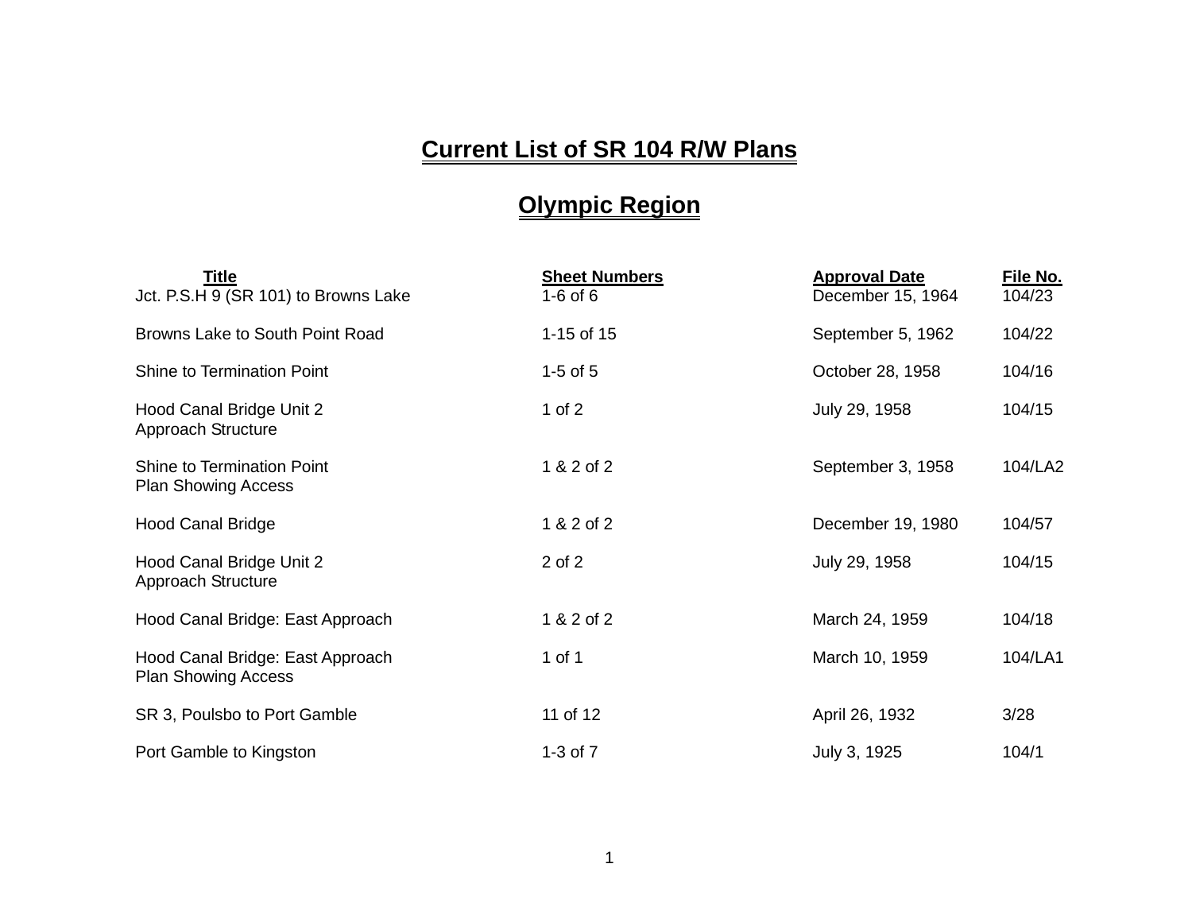# Current List of SR 104 R/W Plans

## Olympic Region

| Title | Sheet Numbers | Approval Date | File No. |
|---|---|---|---|
| Jct. P.S.H 9 (SR 101) to Browns Lake | 1-6 of 6 | December 15, 1964 | 104/23 |
| Browns Lake to South Point Road | 1-15 of 15 | September 5, 1962 | 104/22 |
| Shine to Termination Point | 1-5 of 5 | October 28, 1958 | 104/16 |
| Hood Canal Bridge Unit 2 Approach Structure | 1 of 2 | July 29, 1958 | 104/15 |
| Shine to Termination Point Plan Showing Access | 1 & 2 of 2 | September 3, 1958 | 104/LA2 |
| Hood Canal Bridge | 1 & 2 of 2 | December 19, 1980 | 104/57 |
| Hood Canal Bridge Unit 2 Approach Structure | 2 of 2 | July 29, 1958 | 104/15 |
| Hood Canal Bridge: East Approach | 1 & 2 of 2 | March 24, 1959 | 104/18 |
| Hood Canal Bridge: East Approach Plan Showing Access | 1 of 1 | March 10, 1959 | 104/LA1 |
| SR 3, Poulsbo to Port Gamble | 11 of 12 | April 26, 1932 | 3/28 |
| Port Gamble to Kingston | 1-3 of 7 | July 3, 1925 | 104/1 |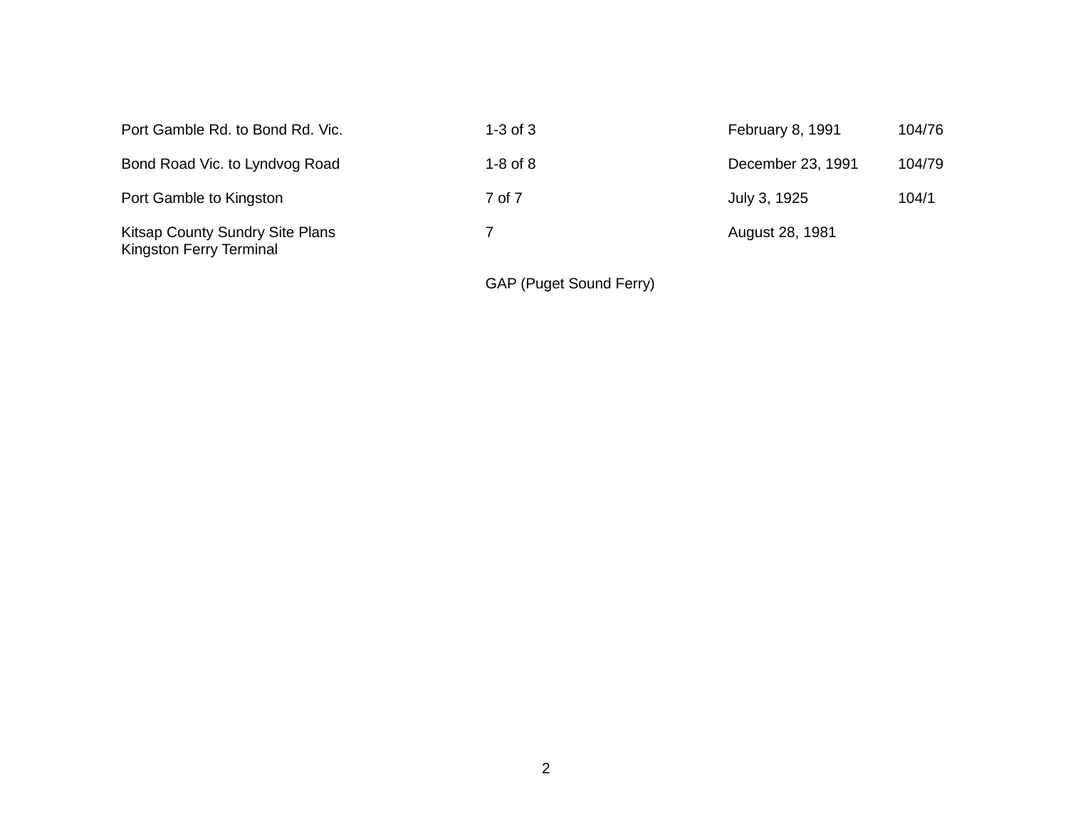| | | | |
|---|---|---|---|
| Port Gamble Rd. to Bond Rd. Vic. | 1-3 of 3 | February 8, 1991 | 104/76 |
| Bond Road Vic. to Lyndvog Road | 1-8 of 8 | December 23, 1991 | 104/79 |
| Port Gamble to Kingston | 7 of 7 | July 3, 1925 | 104/1 |
| Kitsap County Sundry Site Plans Kingston Ferry Terminal | 7 | August 28, 1981 | |
| | GAP (Puget Sound Ferry) | | |